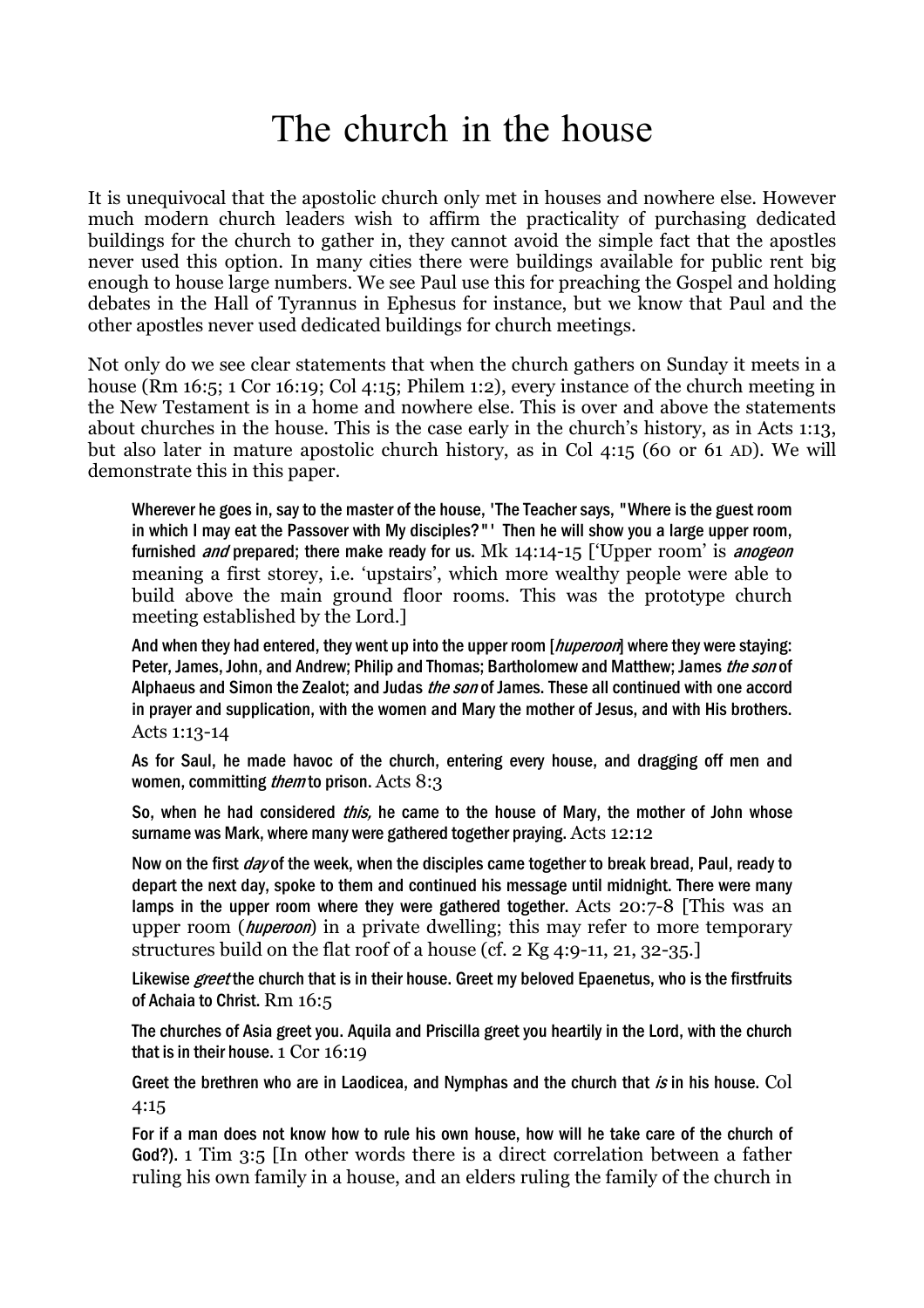# The church in the house

It is unequivocal that the apostolic church only met in houses and nowhere else. However much modern church leaders wish to affirm the practicality of purchasing dedicated buildings for the church to gather in, they cannot avoid the simple fact that the apostles never used this option. In many cities there were buildings available for public rent big enough to house large numbers. We see Paul use this for preaching the Gospel and holding debates in the Hall of Tyrannus in Ephesus for instance, but we know that Paul and the other apostles never used dedicated buildings for church meetings.

Not only do we see clear statements that when the church gathers on Sunday it meets in a house (Rm 16:5; 1 Cor 16:19; Col 4:15; Philem 1:2), every instance of the church meeting in the New Testament is in a home and nowhere else. This is over and above the statements about churches in the house. This is the case early in the church's history, as in Acts 1:13, but also later in mature apostolic church history, as in Col 4:15 (60 or 61 AD). We will demonstrate this in this paper.

> **Wherever he goes in, say to the master of the house, 'The Teacher says, "Where is the guest room in which I may eat the Passover with My disciples?"' Then he will show you a large upper room, furnished *and* prepared; there make ready for us.** Mk 14:14-15 ['Upper room' is *anogeon* meaning a first storey, i.e. 'upstairs', which more wealthy people were able to build above the main ground floor rooms. This was the prototype church meeting established by the Lord.]
>
> **And when they had entered, they went up into the upper room [*huperoon*] where they were staying: Peter, James, John, and Andrew; Philip and Thomas; Bartholomew and Matthew; James *the son* of Alphaeus and Simon the Zealot; and Judas *the son* of James. These all continued with one accord in prayer and supplication, with the women and Mary the mother of Jesus, and with His brothers.** Acts 1:13-14
>
> **As for Saul, he made havoc of the church, entering every house, and dragging off men and women, committing *them* to prison.** Acts 8:3
>
> **So, when he had considered *this,* he came to the house of Mary, the mother of John whose surname was Mark, where many were gathered together praying.** Acts 12:12
>
> **Now on the first *day* of the week, when the disciples came together to break bread, Paul, ready to depart the next day, spoke to them and continued his message until midnight. There were many lamps in the upper room where they were gathered together.** Acts 20:7-8 [This was an upper room (*huperoon*) in a private dwelling; this may refer to more temporary structures build on the flat roof of a house (cf. 2 Kg 4:9-11, 21, 32-35.]
>
> **Likewise *greet* the church that is in their house. Greet my beloved Epaenetus, who is the firstfruits of Achaia to Christ.** Rm 16:5
>
> **The churches of Asia greet you. Aquila and Priscilla greet you heartily in the Lord, with the church that is in their house.** 1 Cor 16:19
>
> **Greet the brethren who are in Laodicea, and Nymphas and the church that *is* in his house.** Col 4:15
>
> **For if a man does not know how to rule his own house, how will he take care of the church of God?).** 1 Tim 3:5 [In other words there is a direct correlation between a father ruling his own family in a house, and an elders ruling the family of the church in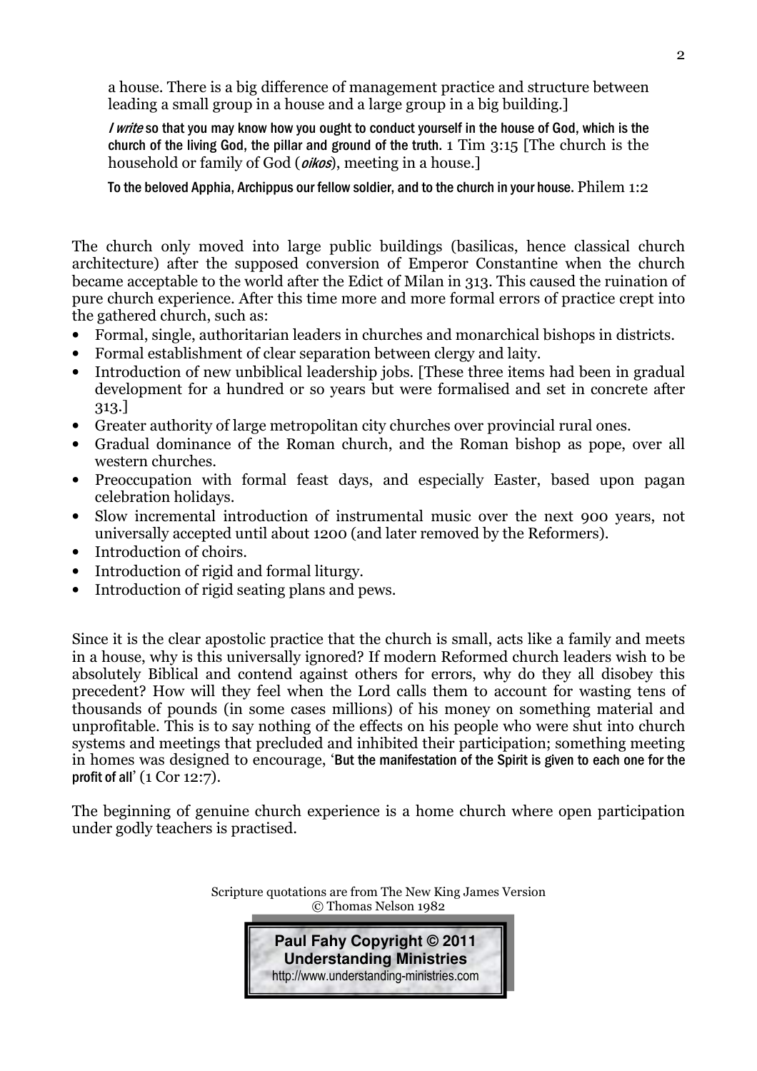a house. There is a big difference of management practice and structure between leading a small group in a house and a large group in a big building.]

*I write* so that you may know how you ought to conduct yourself in the house of God, which is the church of the living God, the pillar and ground of the truth. 1 Tim 3:15 [The church is the household or family of God (*oikos*), meeting in a house.]

To the beloved Apphia, Archippus our fellow soldier, and to the church in your house. Philem 1:2

The church only moved into large public buildings (basilicas, hence classical church architecture) after the supposed conversion of Emperor Constantine when the church became acceptable to the world after the Edict of Milan in 313. This caused the ruination of pure church experience. After this time more and more formal errors of practice crept into the gathered church, such as:

- Formal, single, authoritarian leaders in churches and monarchical bishops in districts.
- Formal establishment of clear separation between clergy and laity.
- Introduction of new unbiblical leadership jobs. [These three items had been in gradual development for a hundred or so years but were formalised and set in concrete after 313.]
- Greater authority of large metropolitan city churches over provincial rural ones.
- Gradual dominance of the Roman church, and the Roman bishop as pope, over all western churches.
- Preoccupation with formal feast days, and especially Easter, based upon pagan celebration holidays.
- Slow incremental introduction of instrumental music over the next 900 years, not universally accepted until about 1200 (and later removed by the Reformers).
- Introduction of choirs.
- Introduction of rigid and formal liturgy.
- Introduction of rigid seating plans and pews.

Since it is the clear apostolic practice that the church is small, acts like a family and meets in a house, why is this universally ignored? If modern Reformed church leaders wish to be absolutely Biblical and contend against others for errors, why do they all disobey this precedent? How will they feel when the Lord calls them to account for wasting tens of thousands of pounds (in some cases millions) of his money on something material and unprofitable. This is to say nothing of the effects on his people who were shut into church systems and meetings that precluded and inhibited their participation; something meeting in homes was designed to encourage, 'But the manifestation of the Spirit is given to each one for the profit of all' (1 Cor 12:7).

The beginning of genuine church experience is a home church where open participation under godly teachers is practised.

Scripture quotations are from The New King James Version
© Thomas Nelson 1982

**Paul Fahy Copyright © 2011**
**Understanding Ministries**
http://www.understanding-ministries.com